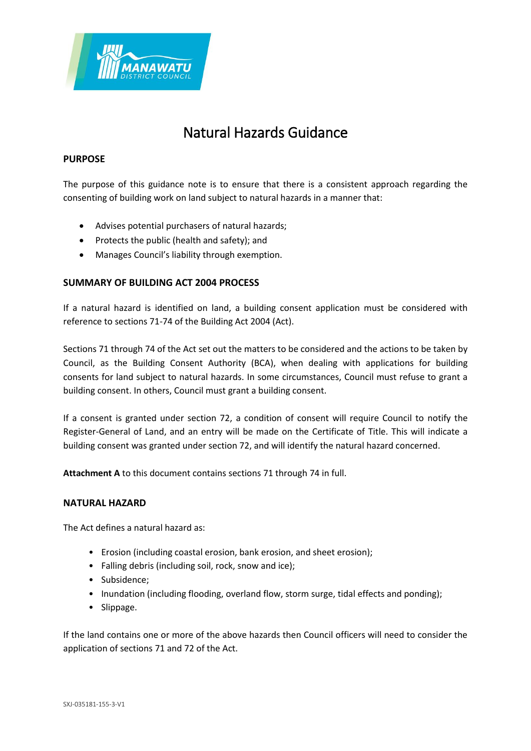# Natural Hazards Guidance

## PURPOSE

The purpose of this guidance note is to ensure that there is a consistent approach regarding the consenting of building work on land subject to natural hazards in a manner that:

- Advises potential purchasers of natural hazards;
- Protects the public (health and safety); and
- Manages Council's liability through exemption.

## SUMMARY OF BUILDING ACT 2004 PROCESS

If a natural hazard is identified on land, a building consent application must be considered with reference to sections 71-74 of the Building Act 2004 (Act).

Sections 71 through 74 of the Act set out the matters to be considered and the actions to be taken by Council, as the Building Consent Authority (BCA), when dealing with applications for building consents for land subject to natural hazards. In some circumstances, Council must refuse to grant a building consent. In others, Council must grant a building consent.

If a consent is granted under section 72, a condition of consent will require Council to notify the Register-General of Land, and an entry will be made on the Certificate of Title. This will indicate a building consent was granted under section 72, and will identify the natural hazard concerned.

**Attachment A** to this document contains sections 71 through 74 in full.

## NATURAL HAZARD

The Act defines a natural hazard as:

- Erosion (including coastal erosion, bank erosion, and sheet erosion);
- Falling debris (including soil, rock, snow and ice);
- Subsidence;
- Inundation (including flooding, overland flow, storm surge, tidal effects and ponding);
- Slippage.

If the land contains one or more of the above hazards then Council officers will need to consider the application of sections 71 and 72 of the Act.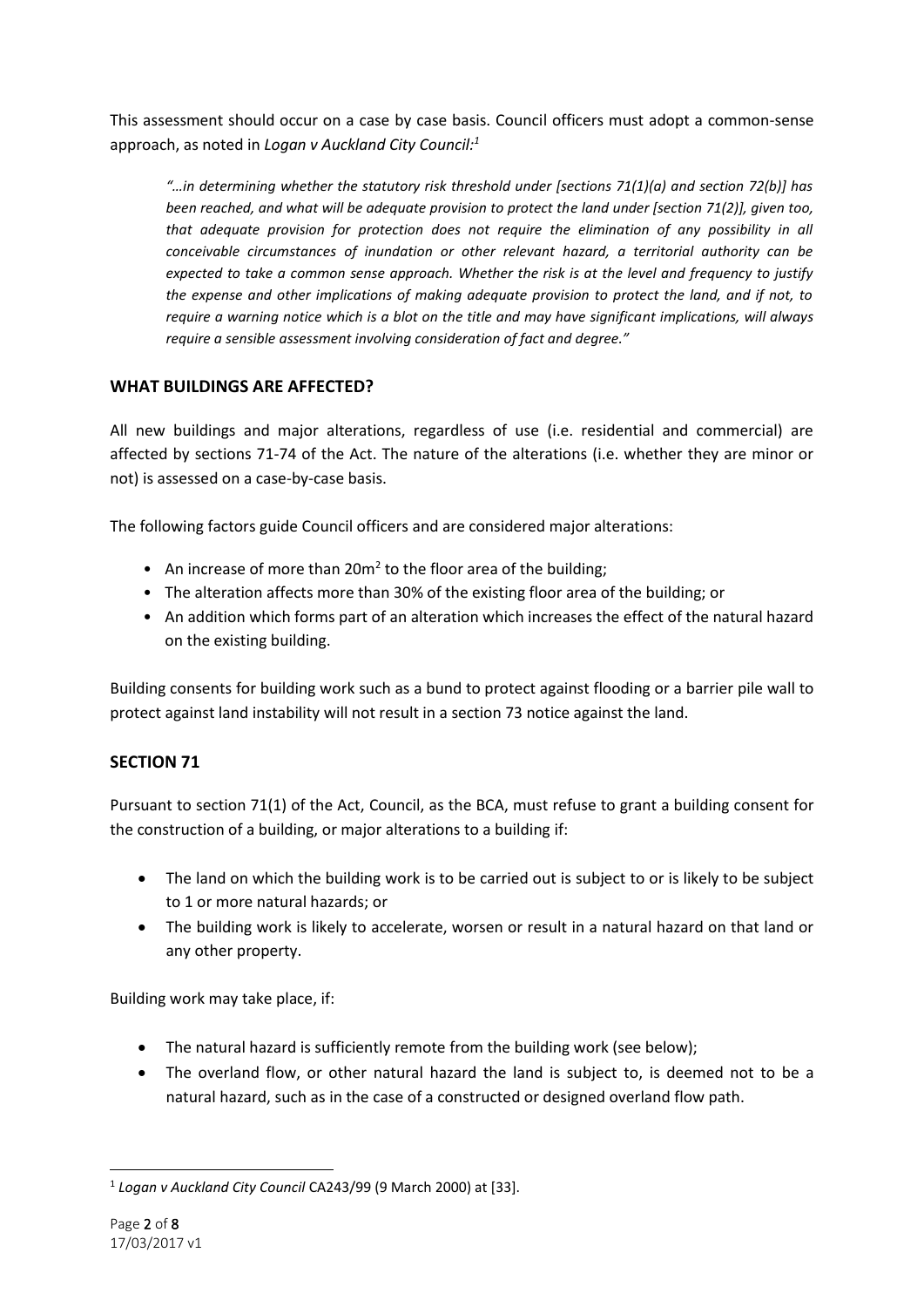This assessment should occur on a case by case basis. Council officers must adopt a common-sense approach, as noted in *Logan v Auckland City Council:*[1]

> *"…in determining whether the statutory risk threshold under [sections 71(1)(a) and section 72(b)] has been reached, and what will be adequate provision to protect the land under [section 71(2)], given too, that adequate provision for protection does not require the elimination of any possibility in all conceivable circumstances of inundation or other relevant hazard, a territorial authority can be expected to take a common sense approach. Whether the risk is at the level and frequency to justify the expense and other implications of making adequate provision to protect the land, and if not, to require a warning notice which is a blot on the title and may have significant implications, will always require a sensible assessment involving consideration of fact and degree."*

## WHAT BUILDINGS ARE AFFECTED?

All new buildings and major alterations, regardless of use (i.e. residential and commercial) are affected by sections 71-74 of the Act. The nature of the alterations (i.e. whether they are minor or not) is assessed on a case-by-case basis.

The following factors guide Council officers and are considered major alterations:

- An increase of more than $20m^2$ to the floor area of the building;
- The alteration affects more than 30% of the existing floor area of the building; or
- An addition which forms part of an alteration which increases the effect of the natural hazard on the existing building.

Building consents for building work such as a bund to protect against flooding or a barrier pile wall to protect against land instability will not result in a section 73 notice against the land.

## SECTION 71

Pursuant to section 71(1) of the Act, Council, as the BCA, must refuse to grant a building consent for the construction of a building, or major alterations to a building if:

- The land on which the building work is to be carried out is subject to or is likely to be subject to 1 or more natural hazards; or
- The building work is likely to accelerate, worsen or result in a natural hazard on that land or any other property.

Building work may take place, if:

- The natural hazard is sufficiently remote from the building work (see below);
- The overland flow, or other natural hazard the land is subject to, is deemed not to be a natural hazard, such as in the case of a constructed or designed overland flow path.

---

[1] *Logan v Auckland City Council* CA243/99 (9 March 2000) at [33].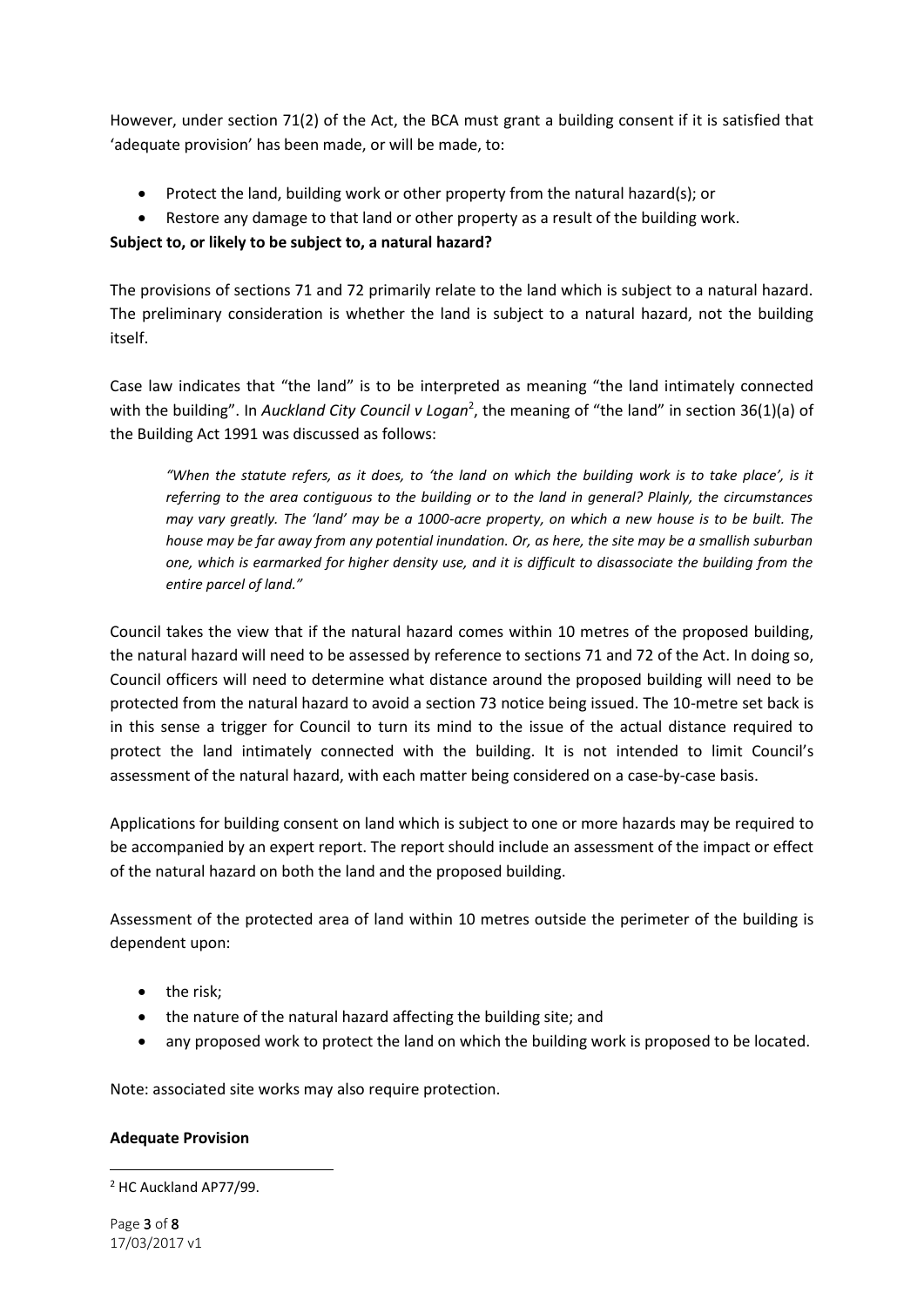However, under section 71(2) of the Act, the BCA must grant a building consent if it is satisfied that 'adequate provision' has been made, or will be made, to:

- Protect the land, building work or other property from the natural hazard(s); or
- Restore any damage to that land or other property as a result of the building work.

**Subject to, or likely to be subject to, a natural hazard?**

The provisions of sections 71 and 72 primarily relate to the land which is subject to a natural hazard. The preliminary consideration is whether the land is subject to a natural hazard, not the building itself.

Case law indicates that "the land" is to be interpreted as meaning "the land intimately connected with the building". In *Auckland City Council v Logan*[2], the meaning of "the land" in section 36(1)(a) of the Building Act 1991 was discussed as follows:

> *"When the statute refers, as it does, to 'the land on which the building work is to take place', is it referring to the area contiguous to the building or to the land in general? Plainly, the circumstances may vary greatly. The 'land' may be a 1000-acre property, on which a new house is to be built. The house may be far away from any potential inundation. Or, as here, the site may be a smallish suburban one, which is earmarked for higher density use, and it is difficult to disassociate the building from the entire parcel of land."*

Council takes the view that if the natural hazard comes within 10 metres of the proposed building, the natural hazard will need to be assessed by reference to sections 71 and 72 of the Act. In doing so, Council officers will need to determine what distance around the proposed building will need to be protected from the natural hazard to avoid a section 73 notice being issued. The 10-metre set back is in this sense a trigger for Council to turn its mind to the issue of the actual distance required to protect the land intimately connected with the building. It is not intended to limit Council's assessment of the natural hazard, with each matter being considered on a case-by-case basis.

Applications for building consent on land which is subject to one or more hazards may be required to be accompanied by an expert report. The report should include an assessment of the impact or effect of the natural hazard on both the land and the proposed building.

Assessment of the protected area of land within 10 metres outside the perimeter of the building is dependent upon:

- the risk;
- the nature of the natural hazard affecting the building site; and
- any proposed work to protect the land on which the building work is proposed to be located.

Note: associated site works may also require protection.

**Adequate Provision**

[2] HC Auckland AP77/99.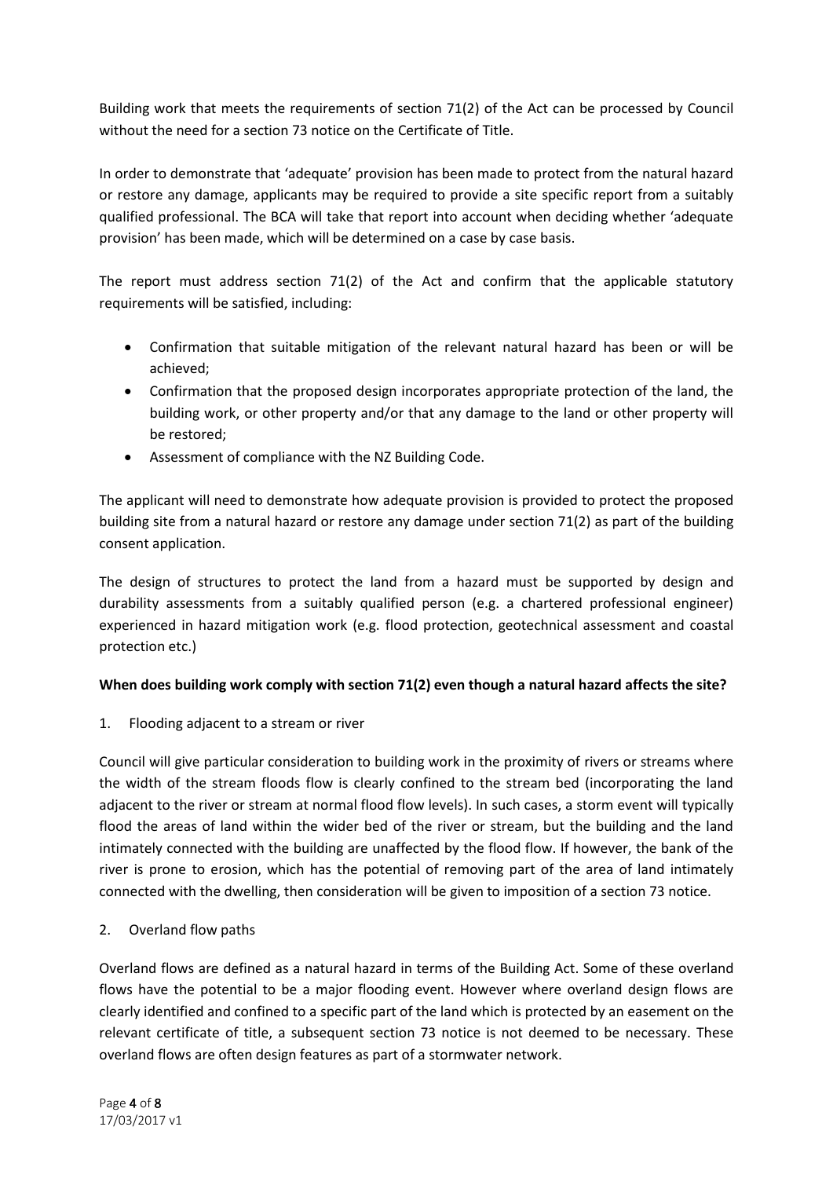Building work that meets the requirements of section 71(2) of the Act can be processed by Council without the need for a section 73 notice on the Certificate of Title.

In order to demonstrate that 'adequate' provision has been made to protect from the natural hazard or restore any damage, applicants may be required to provide a site specific report from a suitably qualified professional. The BCA will take that report into account when deciding whether 'adequate provision' has been made, which will be determined on a case by case basis.

The report must address section 71(2) of the Act and confirm that the applicable statutory requirements will be satisfied, including:

- Confirmation that suitable mitigation of the relevant natural hazard has been or will be achieved;
- Confirmation that the proposed design incorporates appropriate protection of the land, the building work, or other property and/or that any damage to the land or other property will be restored;
- Assessment of compliance with the NZ Building Code.

The applicant will need to demonstrate how adequate provision is provided to protect the proposed building site from a natural hazard or restore any damage under section 71(2) as part of the building consent application.

The design of structures to protect the land from a hazard must be supported by design and durability assessments from a suitably qualified person (e.g. a chartered professional engineer) experienced in hazard mitigation work (e.g. flood protection, geotechnical assessment and coastal protection etc.)

**When does building work comply with section 71(2) even though a natural hazard affects the site?**

1. Flooding adjacent to a stream or river

Council will give particular consideration to building work in the proximity of rivers or streams where the width of the stream floods flow is clearly confined to the stream bed (incorporating the land adjacent to the river or stream at normal flood flow levels). In such cases, a storm event will typically flood the areas of land within the wider bed of the river or stream, but the building and the land intimately connected with the building are unaffected by the flood flow. If however, the bank of the river is prone to erosion, which has the potential of removing part of the area of land intimately connected with the dwelling, then consideration will be given to imposition of a section 73 notice.

2. Overland flow paths

Overland flows are defined as a natural hazard in terms of the Building Act. Some of these overland flows have the potential to be a major flooding event. However where overland design flows are clearly identified and confined to a specific part of the land which is protected by an easement on the relevant certificate of title, a subsequent section 73 notice is not deemed to be necessary. These overland flows are often design features as part of a stormwater network.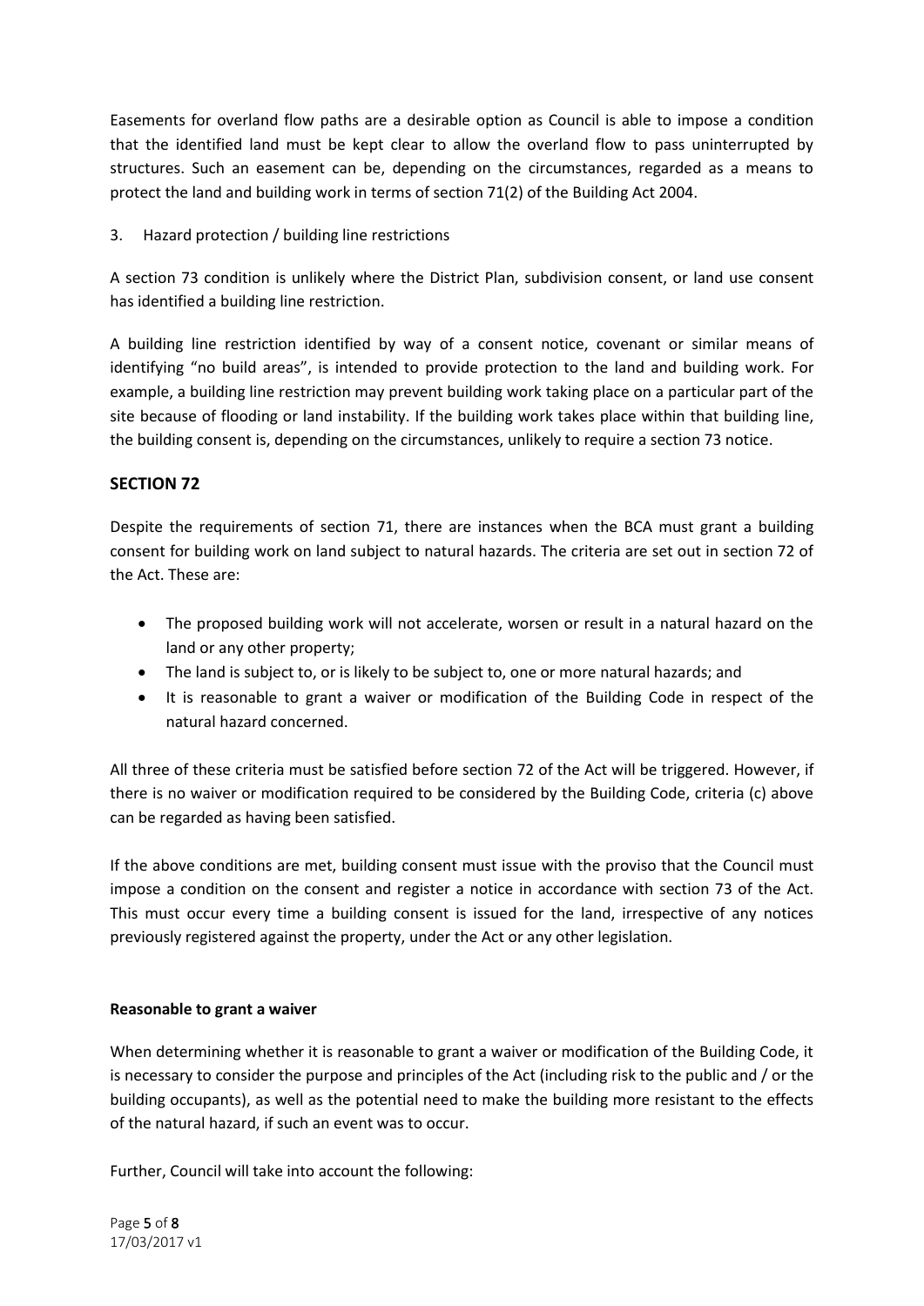Easements for overland flow paths are a desirable option as Council is able to impose a condition that the identified land must be kept clear to allow the overland flow to pass uninterrupted by structures. Such an easement can be, depending on the circumstances, regarded as a means to protect the land and building work in terms of section 71(2) of the Building Act 2004.

3. Hazard protection / building line restrictions

A section 73 condition is unlikely where the District Plan, subdivision consent, or land use consent has identified a building line restriction.

A building line restriction identified by way of a consent notice, covenant or similar means of identifying "no build areas", is intended to provide protection to the land and building work. For example, a building line restriction may prevent building work taking place on a particular part of the site because of flooding or land instability. If the building work takes place within that building line, the building consent is, depending on the circumstances, unlikely to require a section 73 notice.

## SECTION 72

Despite the requirements of section 71, there are instances when the BCA must grant a building consent for building work on land subject to natural hazards. The criteria are set out in section 72 of the Act. These are:

- The proposed building work will not accelerate, worsen or result in a natural hazard on the land or any other property;
- The land is subject to, or is likely to be subject to, one or more natural hazards; and
- It is reasonable to grant a waiver or modification of the Building Code in respect of the natural hazard concerned.

All three of these criteria must be satisfied before section 72 of the Act will be triggered. However, if there is no waiver or modification required to be considered by the Building Code, criteria (c) above can be regarded as having been satisfied.

If the above conditions are met, building consent must issue with the proviso that the Council must impose a condition on the consent and register a notice in accordance with section 73 of the Act. This must occur every time a building consent is issued for the land, irrespective of any notices previously registered against the property, under the Act or any other legislation.

### Reasonable to grant a waiver

When determining whether it is reasonable to grant a waiver or modification of the Building Code, it is necessary to consider the purpose and principles of the Act (including risk to the public and / or the building occupants), as well as the potential need to make the building more resistant to the effects of the natural hazard, if such an event was to occur.

Further, Council will take into account the following: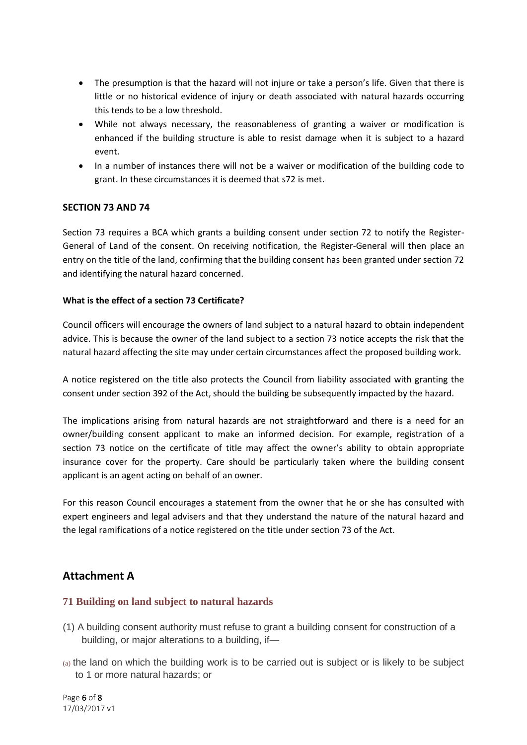- The presumption is that the hazard will not injure or take a person's life. Given that there is little or no historical evidence of injury or death associated with natural hazards occurring this tends to be a low threshold.
- While not always necessary, the reasonableness of granting a waiver or modification is enhanced if the building structure is able to resist damage when it is subject to a hazard event.
- In a number of instances there will not be a waiver or modification of the building code to grant. In these circumstances it is deemed that s72 is met.

**SECTION 73 AND 74**

Section 73 requires a BCA which grants a building consent under section 72 to notify the Register-General of Land of the consent. On receiving notification, the Register-General will then place an entry on the title of the land, confirming that the building consent has been granted under section 72 and identifying the natural hazard concerned.

**What is the effect of a section 73 Certificate?**

Council officers will encourage the owners of land subject to a natural hazard to obtain independent advice. This is because the owner of the land subject to a section 73 notice accepts the risk that the natural hazard affecting the site may under certain circumstances affect the proposed building work.

A notice registered on the title also protects the Council from liability associated with granting the consent under section 392 of the Act, should the building be subsequently impacted by the hazard.

The implications arising from natural hazards are not straightforward and there is a need for an owner/building consent applicant to make an informed decision. For example, registration of a section 73 notice on the certificate of title may affect the owner's ability to obtain appropriate insurance cover for the property. Care should be particularly taken where the building consent applicant is an agent acting on behalf of an owner.

For this reason Council encourages a statement from the owner that he or she has consulted with expert engineers and legal advisers and that they understand the nature of the natural hazard and the legal ramifications of a notice registered on the title under section 73 of the Act.

## Attachment A

### 71 Building on land subject to natural hazards

(1) A building consent authority must refuse to grant a building consent for construction of a building, or major alterations to a building, if—

(a) the land on which the building work is to be carried out is subject or is likely to be subject to 1 or more natural hazards; or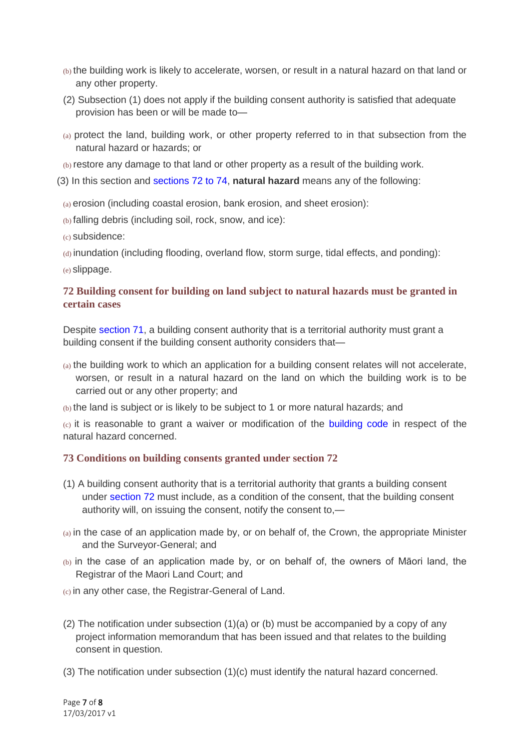(b) the building work is likely to accelerate, worsen, or result in a natural hazard on that land or any other property.

(2) Subsection (1) does not apply if the building consent authority is satisfied that adequate provision has been or will be made to—

(a) protect the land, building work, or other property referred to in that subsection from the natural hazard or hazards; or

(b) restore any damage to that land or other property as a result of the building work.

(3) In this section and sections 72 to 74, **natural hazard** means any of the following:

(a) erosion (including coastal erosion, bank erosion, and sheet erosion):

(b) falling debris (including soil, rock, snow, and ice):

(c) subsidence:

(d) inundation (including flooding, overland flow, storm surge, tidal effects, and ponding):

(e) slippage.

### 72 Building consent for building on land subject to natural hazards must be granted in certain cases

Despite section 71, a building consent authority that is a territorial authority must grant a building consent if the building consent authority considers that—

(a) the building work to which an application for a building consent relates will not accelerate, worsen, or result in a natural hazard on the land on which the building work is to be carried out or any other property; and

(b) the land is subject or is likely to be subject to 1 or more natural hazards; and

(c) it is reasonable to grant a waiver or modification of the building code in respect of the natural hazard concerned.

### 73 Conditions on building consents granted under section 72

(1) A building consent authority that is a territorial authority that grants a building consent under section 72 must include, as a condition of the consent, that the building consent authority will, on issuing the consent, notify the consent to,—

(a) in the case of an application made by, or on behalf of, the Crown, the appropriate Minister and the Surveyor-General; and

(b) in the case of an application made by, or on behalf of, the owners of Māori land, the Registrar of the Maori Land Court; and

(c) in any other case, the Registrar-General of Land.

(2) The notification under subsection (1)(a) or (b) must be accompanied by a copy of any project information memorandum that has been issued and that relates to the building consent in question.

(3) The notification under subsection (1)(c) must identify the natural hazard concerned.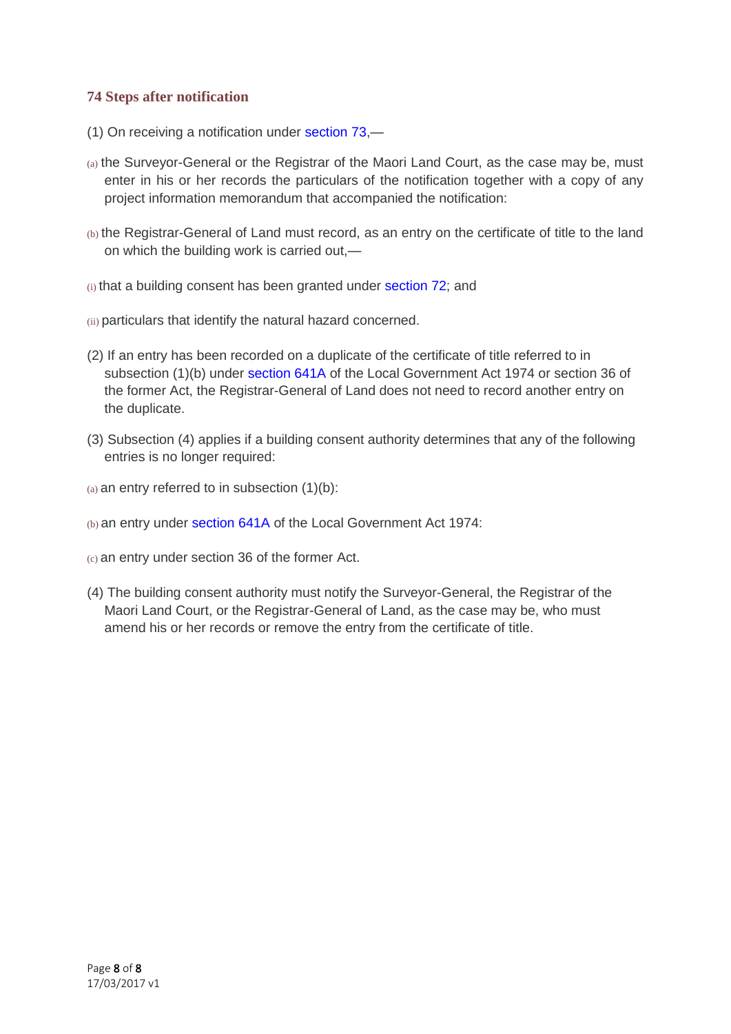### 74 Steps after notification

(1) On receiving a notification under section 73,—

(a) the Surveyor-General or the Registrar of the Maori Land Court, as the case may be, must enter in his or her records the particulars of the notification together with a copy of any project information memorandum that accompanied the notification:

(b) the Registrar-General of Land must record, as an entry on the certificate of title to the land on which the building work is carried out,—

(i) that a building consent has been granted under section 72; and

(ii) particulars that identify the natural hazard concerned.

(2) If an entry has been recorded on a duplicate of the certificate of title referred to in subsection (1)(b) under section 641A of the Local Government Act 1974 or section 36 of the former Act, the Registrar-General of Land does not need to record another entry on the duplicate.

(3) Subsection (4) applies if a building consent authority determines that any of the following entries is no longer required:

(a) an entry referred to in subsection (1)(b):

(b) an entry under section 641A of the Local Government Act 1974:

(c) an entry under section 36 of the former Act.

(4) The building consent authority must notify the Surveyor-General, the Registrar of the Maori Land Court, or the Registrar-General of Land, as the case may be, who must amend his or her records or remove the entry from the certificate of title.

17/03/2017 v1